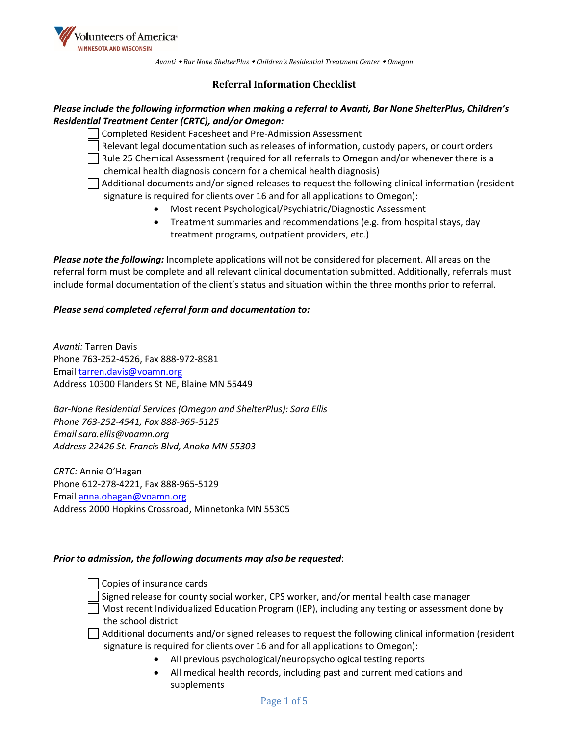Volunteers of America
MINNESOTA AND WISCONSIN

*Avanti ◆ Bar None ShelterPlus ◆ Children's Residential Treatment Center ◆ Omegon*

## Referral Information Checklist

***Please include the following information when making a referral to Avanti, Bar None ShelterPlus, Children's Residential Treatment Center (CRTC), and/or Omegon:***

- [ ] Completed Resident Facesheet and Pre-Admission Assessment
- [ ] Relevant legal documentation such as releases of information, custody papers, or court orders
- [ ] Rule 25 Chemical Assessment (required for all referrals to Omegon and/or whenever there is a chemical health diagnosis concern for a chemical health diagnosis)
- [ ] Additional documents and/or signed releases to request the following clinical information (resident signature is required for clients over 16 and for all applications to Omegon):
    - Most recent Psychological/Psychiatric/Diagnostic Assessment
    - Treatment summaries and recommendations (e.g. from hospital stays, day treatment programs, outpatient providers, etc.)

***Please note the following:*** Incomplete applications will not be considered for placement. All areas on the referral form must be complete and all relevant clinical documentation submitted. Additionally, referrals must include formal documentation of the client's status and situation within the three months prior to referral.

***Please send completed referral form and documentation to:***

*Avanti:* Tarren Davis
Phone 763-252-4526, Fax 888-972-8981
Email tarren.davis@voamn.org
Address 10300 Flanders St NE, Blaine MN 55449

*Bar-None Residential Services (Omegon and ShelterPlus): Sara Ellis*
*Phone 763-252-4541, Fax 888-965-5125*
*Email sara.ellis@voamn.org*
*Address 22426 St. Francis Blvd, Anoka MN 55303*

*CRTC:* Annie O'Hagan
Phone 612-278-4221, Fax 888-965-5129
Email anna.ohagan@voamn.org
Address 2000 Hopkins Crossroad, Minnetonka MN 55305

***Prior to admission, the following documents may also be requested***:

- [ ] Copies of insurance cards
- [ ] Signed release for county social worker, CPS worker, and/or mental health case manager
- [ ] Most recent Individualized Education Program (IEP), including any testing or assessment done by the school district
- [ ] Additional documents and/or signed releases to request the following clinical information (resident signature is required for clients over 16 and for all applications to Omegon):
    - All previous psychological/neuropsychological testing reports
    - All medical health records, including past and current medications and supplements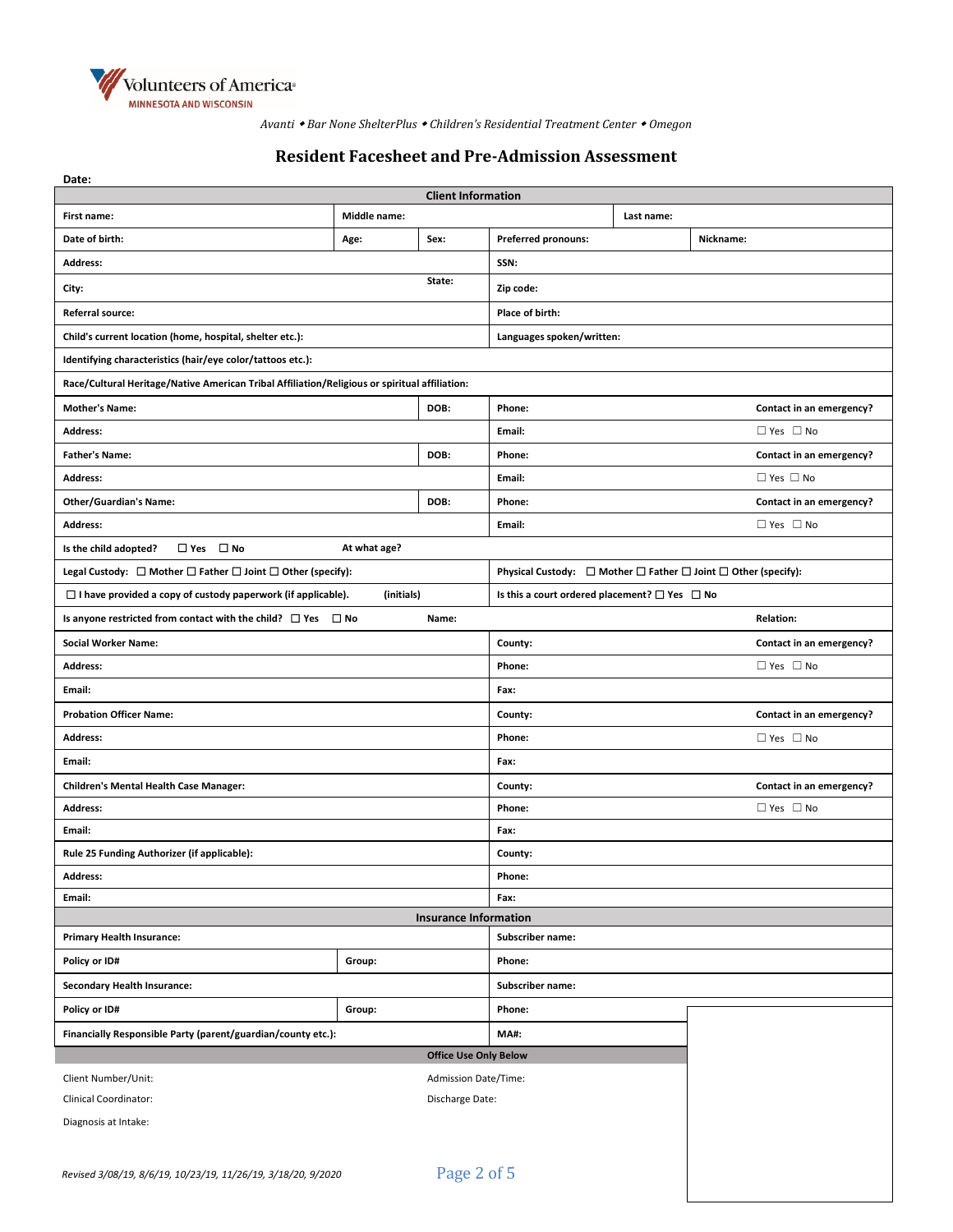Volunteers of America
MINNESOTA AND WISCONSIN

*Avanti ◆ Bar None ShelterPlus ◆ Children's Residential Treatment Center ◆ Omegon*

# Resident Facesheet and Pre-Admission Assessment

**Date:**

| **Client Information** | | | | | |
|---|---|---|---|---|---|
| **First name:** | **Middle name:** | | | **Last name:** | |
| **Date of birth:** | **Age:** | **Sex:** | **Preferred pronouns:** | | **Nickname:** |
| **Address:** | | | **SSN:** | | |
| **City:** | | **State:** | **Zip code:** | | |
| **Referral source:** | | | **Place of birth:** | | |
| **Child's current location (home, hospital, shelter etc.):** | | | **Languages spoken/written:** | | |
| **Identifying characteristics (hair/eye color/tattoos etc.):** | | | | | |
| **Race/Cultural Heritage/Native American Tribal Affiliation/Religious or spiritual affiliation:** | | | | | |
| **Mother's Name:** | | **DOB:** | **Phone:** | | **Contact in an emergency?** |
| **Address:** | | | **Email:** | | ☐ Yes ☐ No |
| **Father's Name:** | | **DOB:** | **Phone:** | | **Contact in an emergency?** |
| **Address:** | | | **Email:** | | ☐ Yes ☐ No |
| **Other/Guardian's Name:** | | **DOB:** | **Phone:** | | **Contact in an emergency?** |
| **Address:** | | | **Email:** | | ☐ Yes ☐ No |
| **Is the child adopted?** ☐ **Yes** ☐ **No** | **At what age?** | | | | |
| **Legal Custody:** ☐ **Mother** ☐ **Father** ☐ **Joint** ☐ **Other (specify):** | | | **Physical Custody:** ☐ **Mother** ☐ **Father** ☐ **Joint** ☐ **Other (specify):** | | |
| ☐ **I have provided a copy of custody paperwork (if applicable).** **(initials)** | | | **Is this a court ordered placement?** ☐ **Yes** ☐ **No** | | |
| **Is anyone restricted from contact with the child?** ☐ **Yes** ☐ **No** | | **Name:** | | | **Relation:** |
| **Social Worker Name:** | | | **County:** | | **Contact in an emergency?** |
| **Address:** | | | **Phone:** | | ☐ Yes ☐ No |
| **Email:** | | | **Fax:** | | |
| **Probation Officer Name:** | | | **County:** | | **Contact in an emergency?** |
| **Address:** | | | **Phone:** | | ☐ Yes ☐ No |
| **Email:** | | | **Fax:** | | |
| **Children's Mental Health Case Manager:** | | | **County:** | | **Contact in an emergency?** |
| **Address:** | | | **Phone:** | | ☐ Yes ☐ No |
| **Email:** | | | **Fax:** | | |
| **Rule 25 Funding Authorizer (if applicable):** | | | **County:** | | |
| **Address:** | | | **Phone:** | | |
| **Email:** | | | **Fax:** | | |
| **Insurance Information** | | | | | |
| **Primary Health Insurance:** | | | **Subscriber name:** | | |
| **Policy or ID#** | **Group:** | | **Phone:** | | |
| **Secondary Health Insurance:** | | | **Subscriber name:** | | |
| **Policy or ID#** | **Group:** | | **Phone:** | | |
| **Financially Responsible Party (parent/guardian/county etc.):** | | | **MA#:** | | |

**Office Use Only Below**

| | |
|---|---|
| Client Number/Unit: | Admission Date/Time: |
| Clinical Coordinator: | Discharge Date: |
| Diagnosis at Intake: | |

*Revised 3/08/19, 8/6/19, 10/23/19, 11/26/19, 3/18/20, 9/2020*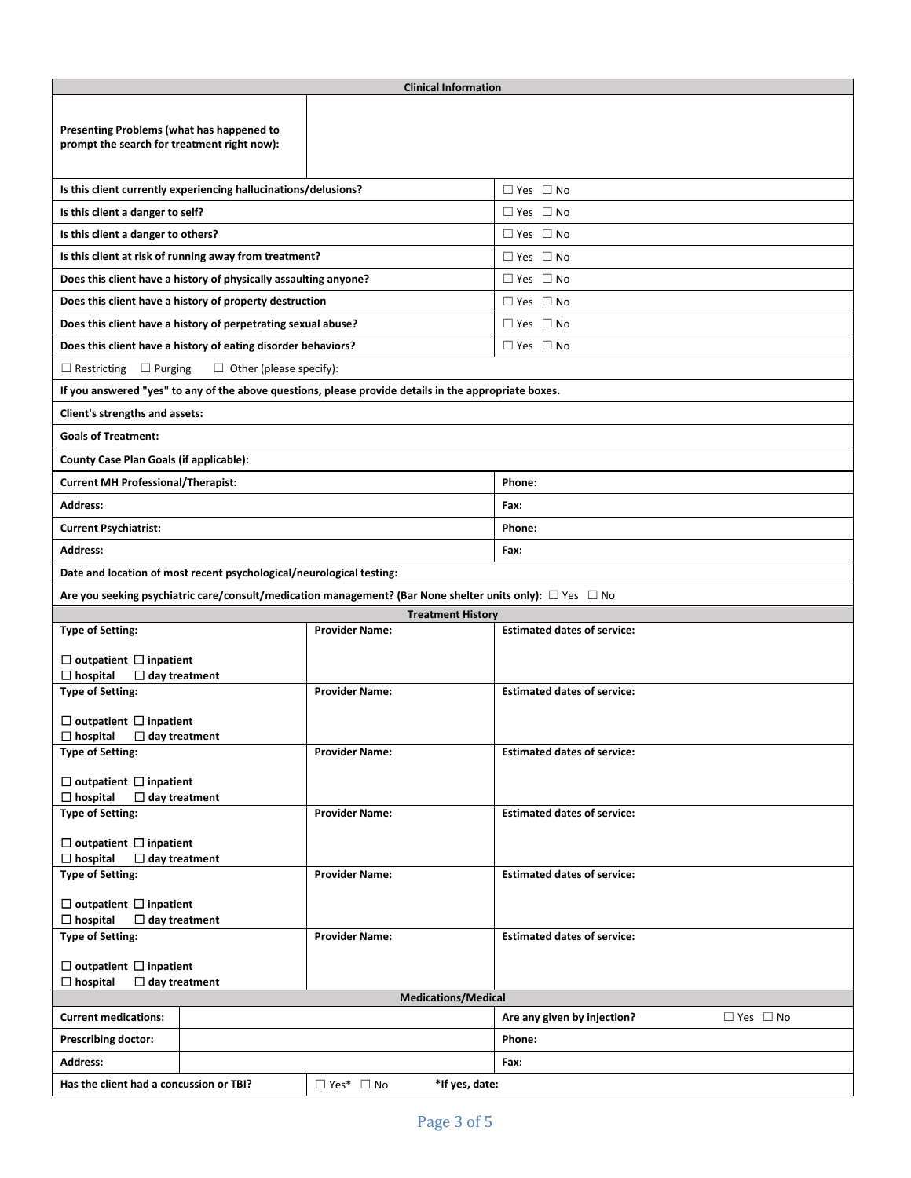## Clinical Information

| | |
|---|---|
| **Presenting Problems (what has happened to prompt the search for treatment right now):** | |

| | |
|---|---|
| **Is this client currently experiencing hallucinations/delusions?** | ☐ Yes ☐ No |
| **Is this client a danger to self?** | ☐ Yes ☐ No |
| **Is this client a danger to others?** | ☐ Yes ☐ No |
| **Is this client at risk of running away from treatment?** | ☐ Yes ☐ No |
| **Does this client have a history of physically assaulting anyone?** | ☐ Yes ☐ No |
| **Does this client have a history of property destruction** | ☐ Yes ☐ No |
| **Does this client have a history of perpetrating sexual abuse?** | ☐ Yes ☐ No |
| **Does this client have a history of eating disorder behaviors?** | ☐ Yes ☐ No |

☐ Restricting ☐ Purging ☐ Other (please specify):

**If you answered "yes" to any of the above questions, please provide details in the appropriate boxes.**

**Client's strengths and assets:**

**Goals of Treatment:**

**County Case Plan Goals (if applicable):**

| | |
|---|---|
| **Current MH Professional/Therapist:** | **Phone:** |
| **Address:** | **Fax:** |
| **Current Psychiatrist:** | **Phone:** |
| **Address:** | **Fax:** |

**Date and location of most recent psychological/neurological testing:**

**Are you seeking psychiatric care/consult/medication management? (Bar None shelter units only):** ☐ Yes ☐ No

## Treatment History

| Type of Setting: | Provider Name: | Estimated dates of service: |
|---|---|---|
| ☐ outpatient ☐ inpatient ☐ hospital ☐ day treatment | | |
| ☐ outpatient ☐ inpatient ☐ hospital ☐ day treatment | | |
| ☐ outpatient ☐ inpatient ☐ hospital ☐ day treatment | | |
| ☐ outpatient ☐ inpatient ☐ hospital ☐ day treatment | | |
| ☐ outpatient ☐ inpatient ☐ hospital ☐ day treatment | | |
| ☐ outpatient ☐ inpatient ☐ hospital ☐ day treatment | | |

## Medications/Medical

| | | | |
|---|---|---|---|
| **Current medications:** | | **Are any given by injection?** | ☐ Yes ☐ No |
| **Prescribing doctor:** | | **Phone:** | |
| **Address:** | | **Fax:** | |
| **Has the client had a concussion or TBI?** | ☐ Yes* ☐ No | **\*If yes, date:** | |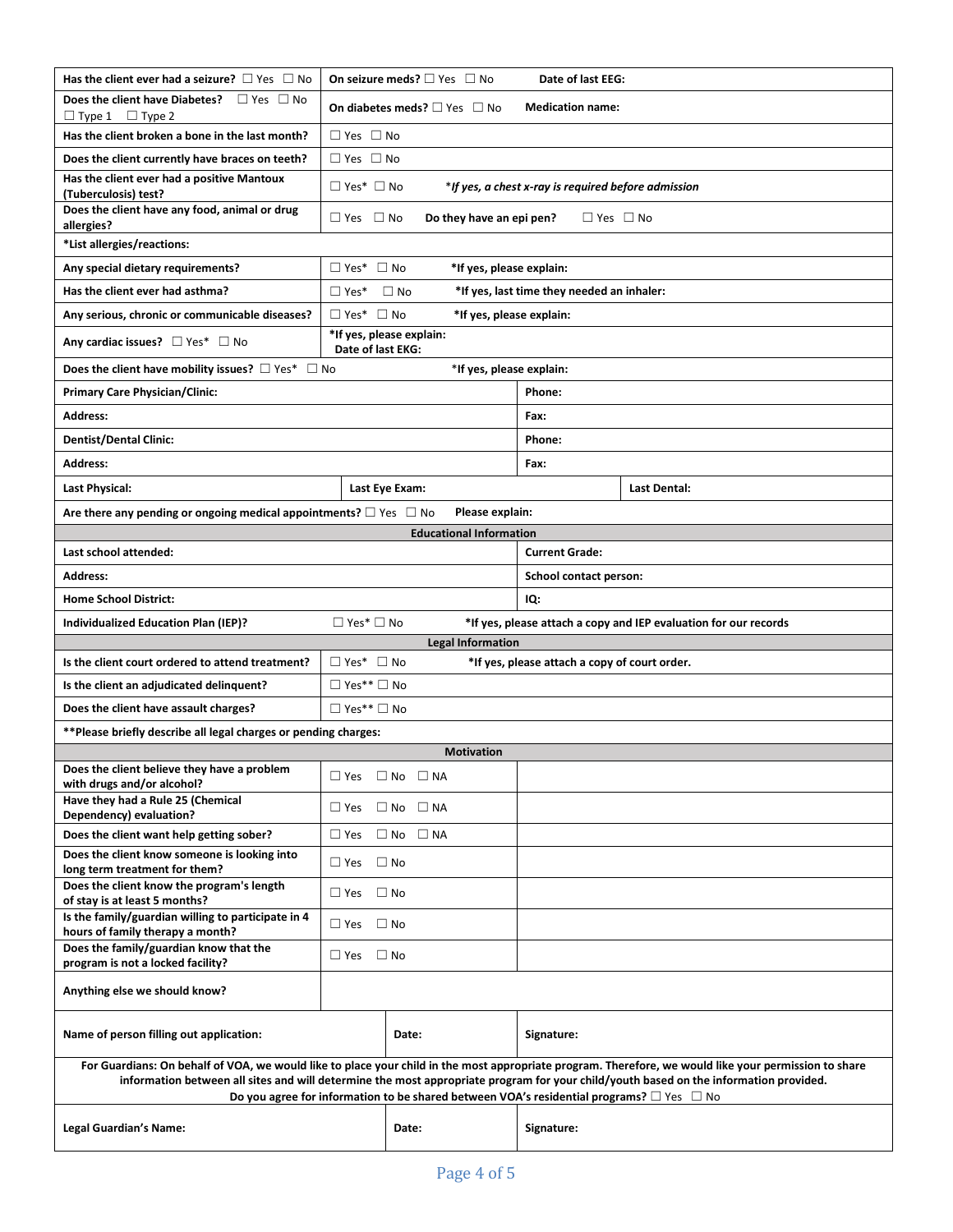| | |
|---|---|
| **Has the client ever had a seizure?** ☐ Yes ☐ No | **On seizure meds?** ☐ Yes ☐ No **Date of last EEG:** |
| **Does the client have Diabetes?** ☐ Yes ☐ No ☐ Type 1 ☐ Type 2 | **On diabetes meds?** ☐ Yes ☐ No **Medication name:** |
| **Has the client broken a bone in the last month?** | ☐ Yes ☐ No |
| **Does the client currently have braces on teeth?** | ☐ Yes ☐ No |
| **Has the client ever had a positive Mantoux (Tuberculosis) test?** | ☐ Yes* ☐ No ***If yes, a chest x-ray is required before admission*** |
| **Does the client have any food, animal or drug allergies?** | ☐ Yes ☐ No **Do they have an epi pen?** ☐ Yes ☐ No |
| **\*List allergies/reactions:** | |
| **Any special dietary requirements?** | ☐ Yes* ☐ No **\*If yes, please explain:** |
| **Has the client ever had asthma?** | ☐ Yes* ☐ No **\*If yes, last time they needed an inhaler:** |
| **Any serious, chronic or communicable diseases?** | ☐ Yes* ☐ No **\*If yes, please explain:** |
| **Any cardiac issues?** ☐ Yes* ☐ No | **\*If yes, please explain:** **Date of last EKG:** |
| **Does the client have mobility issues?** ☐ Yes* ☐ No | **\*If yes, please explain:** |

| | | |
|---|---|---|
| **Primary Care Physician/Clinic:** | | **Phone:** |
| **Address:** | | **Fax:** |
| **Dentist/Dental Clinic:** | | **Phone:** |
| **Address:** | | **Fax:** |
| **Last Physical:** | **Last Eye Exam:** | **Last Dental:** |
| **Are there any pending or ongoing medical appointments?** ☐ Yes ☐ No **Please explain:** | | |

## Educational Information

| | |
|---|---|
| **Last school attended:** | **Current Grade:** |
| **Address:** | **School contact person:** |
| **Home School District:** | **IQ:** |
| **Individualized Education Plan (IEP)?** ☐ Yes* ☐ No | **\*If yes, please attach a copy and IEP evaluation for our records** |

## Legal Information

| | |
|---|---|
| **Is the client court ordered to attend treatment?** | ☐ Yes* ☐ No **\*If yes, please attach a copy of court order.** |
| **Is the client an adjudicated delinquent?** | ☐ Yes** ☐ No |
| **Does the client have assault charges?** | ☐ Yes** ☐ No |
| **\*\*Please briefly describe all legal charges or pending charges:** | |

## Motivation

| | | |
|---|---|---|
| **Does the client believe they have a problem with drugs and/or alcohol?** | ☐ Yes ☐ No ☐ NA | |
| **Have they had a Rule 25 (Chemical Dependency) evaluation?** | ☐ Yes ☐ No ☐ NA | |
| **Does the client want help getting sober?** | ☐ Yes ☐ No ☐ NA | |
| **Does the client know someone is looking into long term treatment for them?** | ☐ Yes ☐ No | |
| **Does the client know the program's length of stay is at least 5 months?** | ☐ Yes ☐ No | |
| **Is the family/guardian willing to participate in 4 hours of family therapy a month?** | ☐ Yes ☐ No | |
| **Does the family/guardian know that the program is not a locked facility?** | ☐ Yes ☐ No | |
| **Anything else we should know?** | | |

| | | |
|---|---|---|
| **Name of person filling out application:** | **Date:** | **Signature:** |

**For Guardians: On behalf of VOA, we would like to place your child in the most appropriate program. Therefore, we would like your permission to share information between all sites and will determine the most appropriate program for your child/youth based on the information provided.**
**Do you agree for information to be shared between VOA's residential programs?** ☐ Yes ☐ No

| | | |
|---|---|---|
| **Legal Guardian's Name:** | **Date:** | **Signature:** |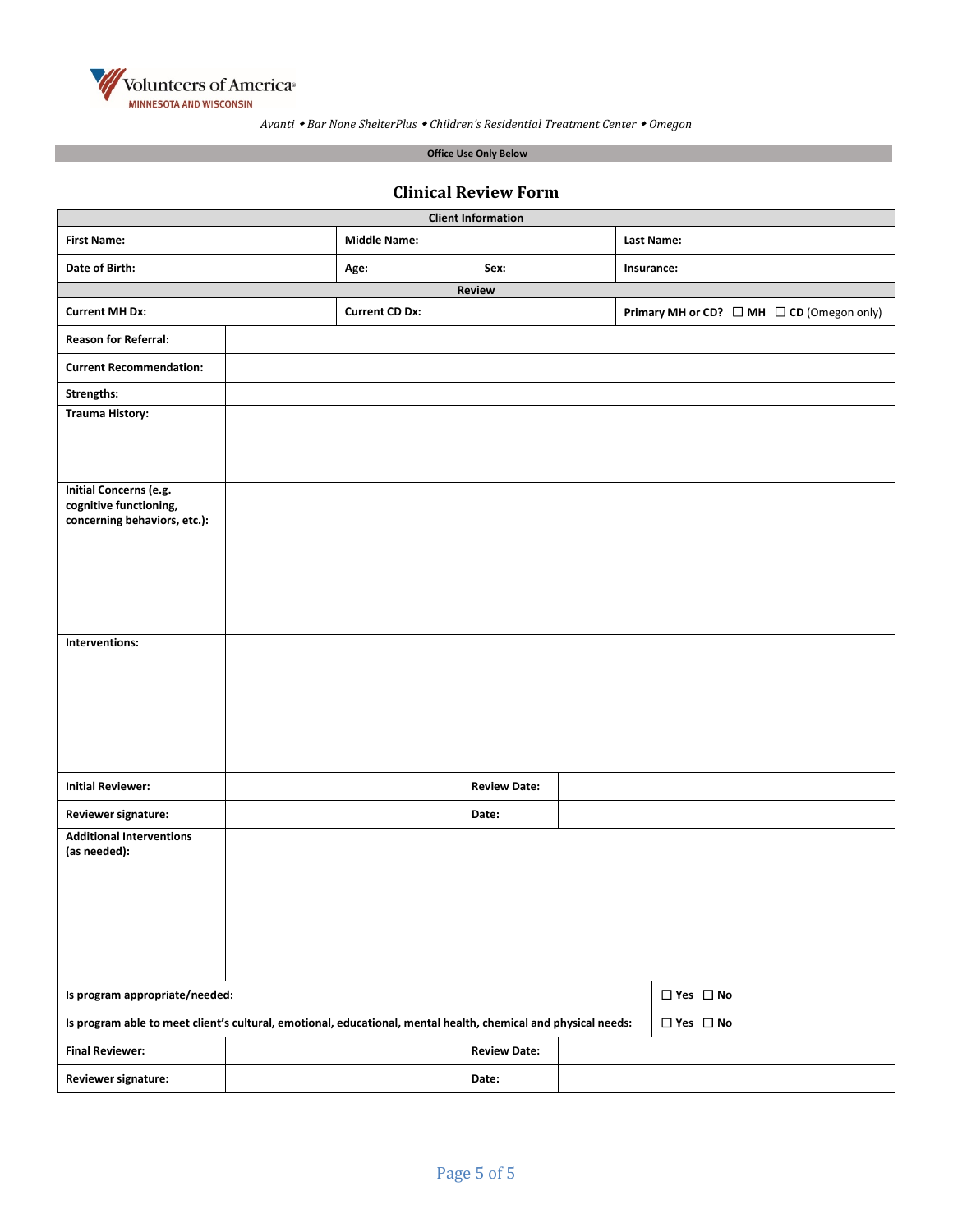Volunteers of America
MINNESOTA AND WISCONSIN

*Avanti ◆ Bar None ShelterPlus ◆ Children's Residential Treatment Center ◆ Omegon*

**Office Use Only Below**

## Clinical Review Form

| **Client Information** | | |
|---|---|---|
| **First Name:** | **Middle Name:** | **Last Name:** |
| **Date of Birth:** | **Age:** &nbsp;&nbsp; **Sex:** | **Insurance:** |

| **Review** | | |
|---|---|---|
| **Current MH Dx:** | **Current CD Dx:** | **Primary MH or CD?** ☐ **MH** ☐ **CD** (Omegon only) |

| | |
|---|---|
| **Reason for Referral:** | |
| **Current Recommendation:** | |
| **Strengths:** | |
| **Trauma History:** | |
| **Initial Concerns (e.g. cognitive functioning, concerning behaviors, etc.):** | |
| **Interventions:** | |

| | | | |
|---|---|---|---|
| **Initial Reviewer:** | | **Review Date:** | |
| **Reviewer signature:** | | **Date:** | |

| | |
|---|---|
| **Additional Interventions (as needed):** | |

| | |
|---|---|
| **Is program appropriate/needed:** | ☐ **Yes** ☐ **No** |
| **Is program able to meet client's cultural, emotional, educational, mental health, chemical and physical needs:** | ☐ **Yes** ☐ **No** |

| | | | |
|---|---|---|---|
| **Final Reviewer:** | | **Review Date:** | |
| **Reviewer signature:** | | **Date:** | |